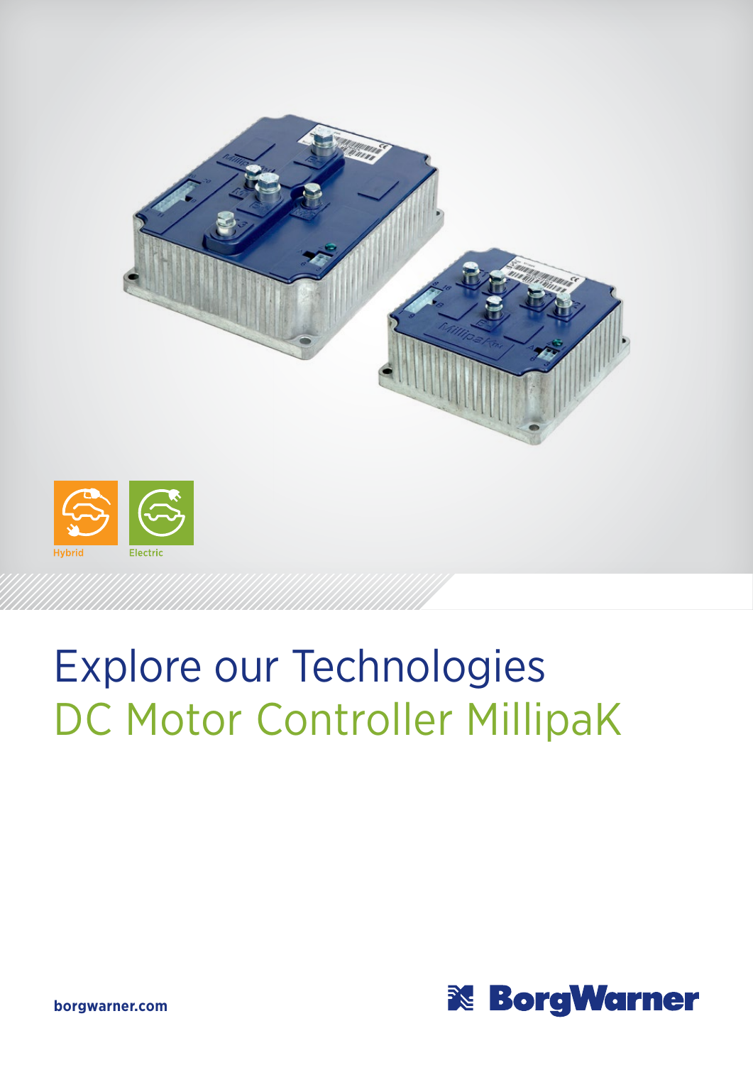Hybrid

Electric

# Explore our Technologies

## DC Motor Controller MillipaK

borgwarner.com

BorgWarner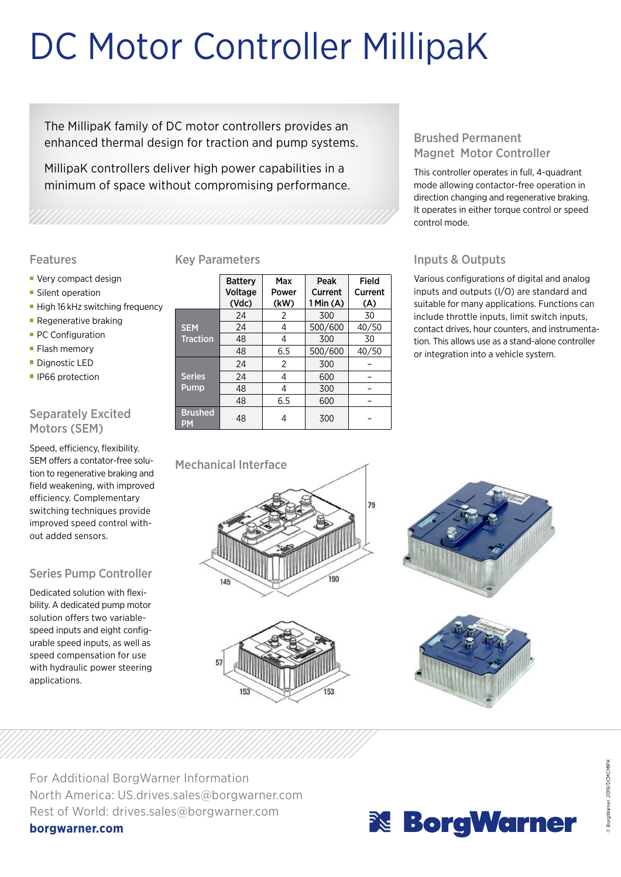# DC Motor Controller MillipaK

The MillipaK family of DC motor controllers provides an enhanced thermal design for traction and pump systems.

MillipaK controllers deliver high power capabilities in a minimum of space without compromising performance.

## Brushed Permanent Magnet Motor Controller

This controller operates in full, 4-quadrant mode allowing contactor-free operation in direction changing and regenerative braking. It operates in either torque control or speed control mode.

## Features

- Very compact design
- Silent operation
- High 16 kHz switching frequency
- Regenerative braking
- PC Configuration
- Flash memory
- Dignostic LED
- IP66 protection

## Key Parameters

| | Battery Voltage (Vdc) | Max Power (kW) | Peak Current 1 Min (A) | Field Current (A) |
|---|---|---|---|---|
| SEM Traction | 24 | 2 | 300 | 30 |
| | 24 | 4 | 500/600 | 40/50 |
| | 48 | 4 | 300 | 30 |
| | 48 | 6.5 | 500/600 | 40/50 |
| Series Pump | 24 | 2 | 300 | – |
| | 24 | 4 | 600 | – |
| | 48 | 4 | 300 | – |
| | 48 | 6.5 | 600 | – |
| Brushed PM | 48 | 4 | 300 | – |

## Inputs & Outputs

Various configurations of digital and analog inputs and outputs (I/O) are standard and suitable for many applications. Functions can include throttle inputs, limit switch inputs, contact drives, hour counters, and instrumentation. This allows use as a stand-alone controller or integration into a vehicle system.

## Separately Excited Motors (SEM)

Speed, efficiency, flexibility. SEM offers a contator-free solution to regenerative braking and field weakening, with improved efficiency. Complementary switching techniques provide improved speed control without added sensors.

## Series Pump Controller

Dedicated solution with flexibility. A dedicated pump motor solution offers two variable-speed inputs and eight configurable speed inputs, as well as speed compensation for use with hydraulic power steering applications.

## Mechanical Interface

79

145

190

57

153

153

For Additional BorgWarner Information

North America: US.drives.sales@borgwarner.com

Rest of World: drives.sales@borgwarner.com

**borgwarner.com**

BorgWarner

© BorgWarner 2019/DCMCMPK